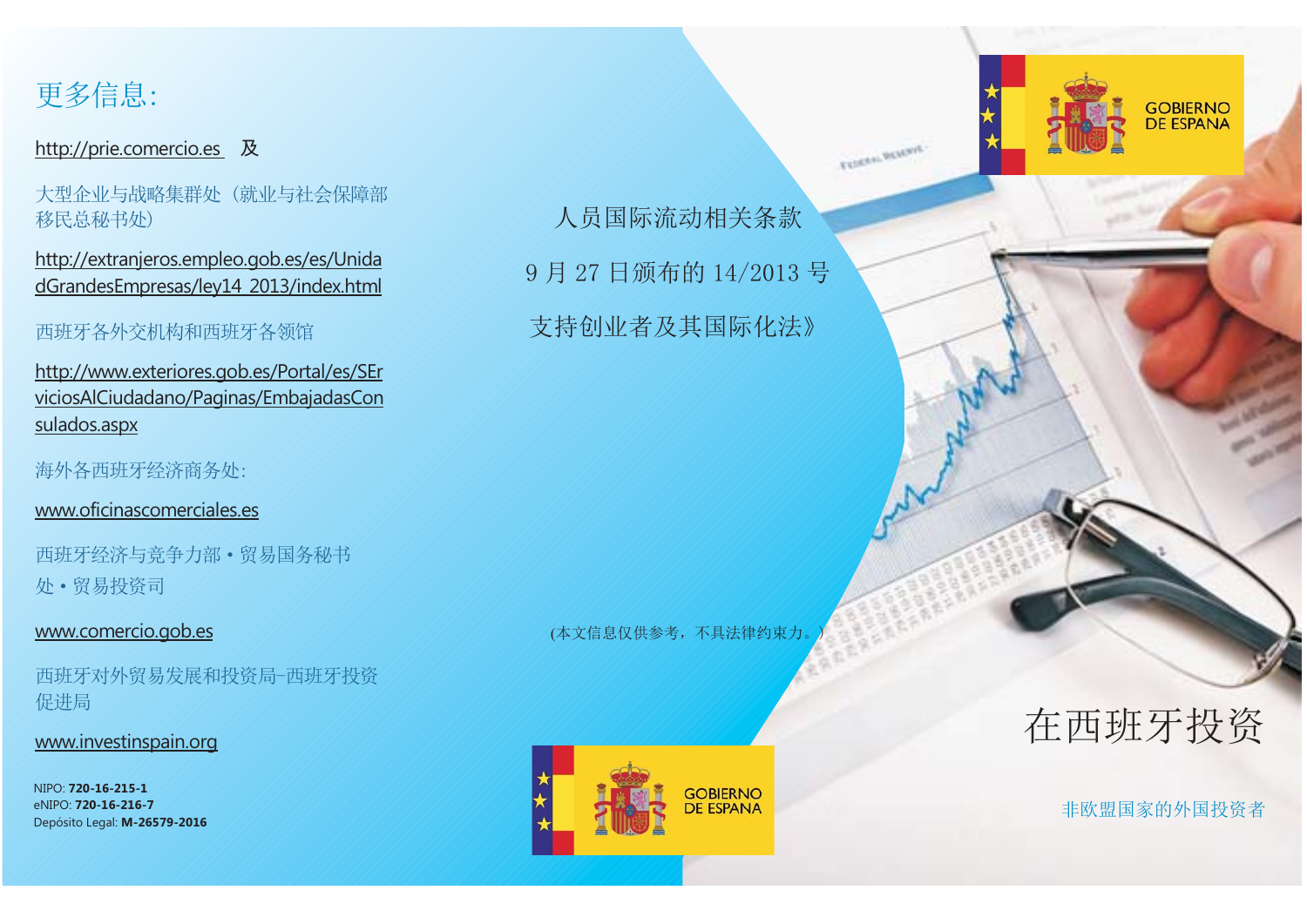## 更多信息：

http://prie.comercio.es 及

大型企业与战略集群处（就业与社会保障部移民总秘书处）

http://extranjeros.empleo.gob.es/es/UnidadGrandesEmpresas/ley14_2013/index.html

西班牙各外交机构和西班牙各领馆

http://www.exteriores.gob.es/Portal/es/SErviciosAlCiudadano/Paginas/EmbajadasConsulados.aspx

海外各西班牙经济商务处：

www.oficinascomerciales.es

西班牙经济与竞争力部・贸易国务秘书处・贸易投资司

www.comercio.gob.es

西班牙对外贸易发展和投资局–西班牙投资促进局

www.investinspain.org

NIPO: **720-16-215-1**
eNIPO: **720-16-216-7**
Depósito Legal: **M-26579-2016**

人员国际流动相关条款

9 月 27 日颁布的 14/2013 号

支持创业者及其国际化法》

(本文信息仅供参考，不具法律约束力。)

GOBIERNO DE ESPANA

GOBIERNO DE ESPANA

# 在西班牙投资

非欧盟国家的外国投资者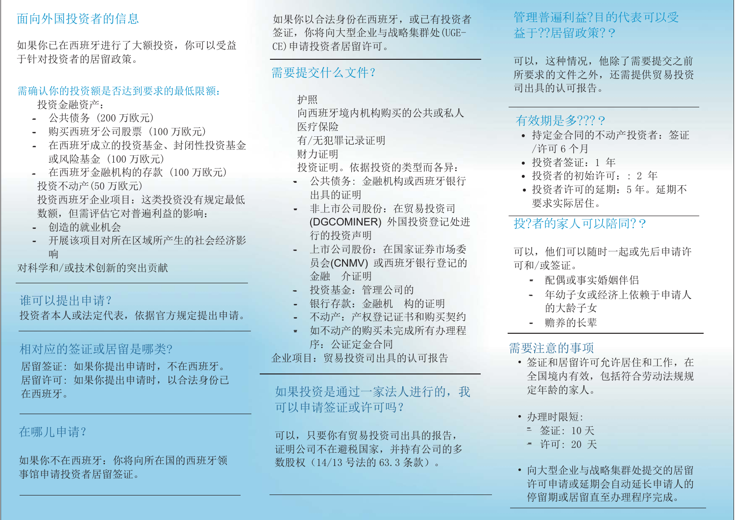## 面向外国投资者的信息

如果你已在西班牙进行了大额投资，你可以受益于针对投资者的居留政策。

### 需确认你的投资额是否达到要求的最低限额：

投资金融资产：

- 公共债务（200 万欧元）
- 购买西班牙公司股票（100 万欧元）
- 在西班牙成立的投资基金、封闭性投资基金或风险基金（100 万欧元）
- 在西班牙金融机构的存款（100 万欧元）

投资不动产(50 万欧元)

投资西班牙企业项目：这类投资没有规定最低数额，但需评估它对普遍利益的影响：

- 创造的就业机会
- 开展该项目对所在区域所产生的社会经济影响

对科学和/或技术创新的突出贡献

### 谁可以提出申请？

投资者本人或法定代表，依据官方规定提出申请。

### 相对应的签证或居留是哪类?

居留签证：如果你提出申请时，不在西班牙。

居留许可：如果你提出申请时，以合法身份已在西班牙。

### 在哪儿申请？

如果你不在西班牙：你将向所在国的西班牙领事馆申请投资者居留签证。

如果你以合法身份在西班牙，或已有投资者签证，你将向大型企业与战略集群处(UGE-CE)申请投资者居留许可。

### 需要提交什么文件？

护照

向西班牙境内机构购买的公共或私人医疗保险

有/无犯罪记录证明

财力证明

投资证明。依据投资的类型而各异：

- 公共债务：金融机构或西班牙银行出具的证明
- 非上市公司股份：在贸易投资司(DGCOMINER) 外国投资登记处进行的投资声明
- 上市公司股份：在国家证券市场委员会(CNMV) 或西班牙银行登记的金融 介证明
- 投资基金：管理公司的
- 银行存款：金融机 构的证明
- 不动产：产权登记证书和购买契约
- 如不动产的购买未完成所有办理程序：公证定金合同

企业项目：贸易投资司出具的认可报告

### 如果投资是通过一家法人进行的，我可以申请签证或许可吗？

可以，只要你有贸易投资司出具的报告，证明公司不在避税国家，并持有公司的多数股权（14/13 号法的 63.3 条款）。

### 管理普遍利益?目的代表可以受益于??居留政策?？

可以，这种情况，他除了需要提交之前所要求的文件之外，还需提供贸易投资司出具的认可报告。

### 有效期是多???？

- 持定金合同的不动产投资者：签证/许可 6 个月
- 投资者签证：1 年
- 投资者的初始许可：：2 年
- 投资者许可的延期：5 年。延期不要求实际居住。

### 投?者的家人可以陪同?？

可以，他们可以随时一起或先后申请许可和/或签证。

- 配偶或事实婚姻伴侣
- 年幼子女或经济上依赖于申请人的大龄子女
- 赡养的长辈

### 需要注意的事项

- 签证和居留许可允许居住和工作，在全国境内有效，包括符合劳动法规规定年龄的家人。
- 办理时限短：
  - 签证：10 天
  - 许可：20 天
- 向大型企业与战略集群处提交的居留许可申请或延期会自动延长申请人的停留期或居留直至办理程序完成。